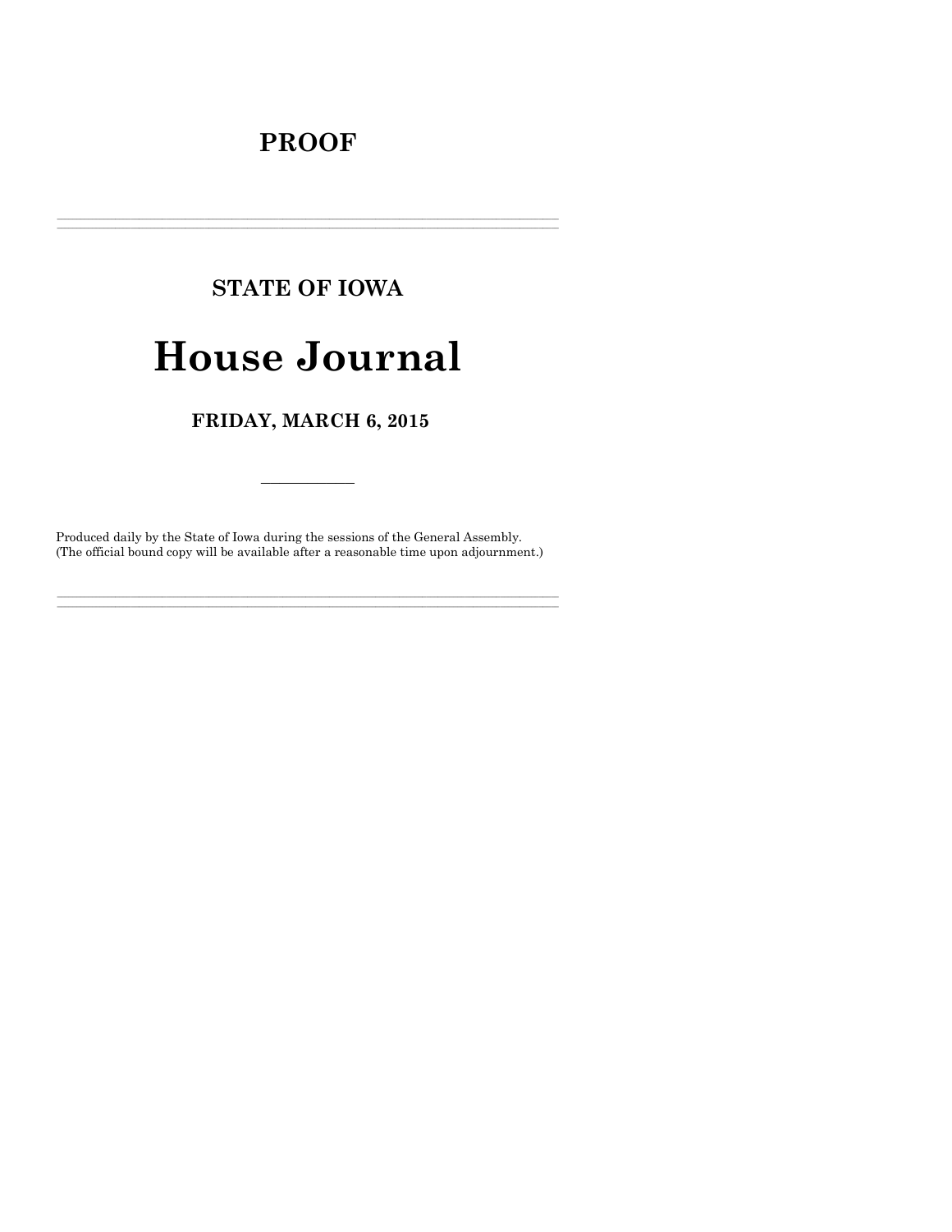# PROOF

---

## STATE OF IOWA

# House Journal

## FRIDAY, MARCH 6, 2015

---

Produced daily by the State of Iowa during the sessions of the General Assembly.
(The official bound copy will be available after a reasonable time upon adjournment.)

---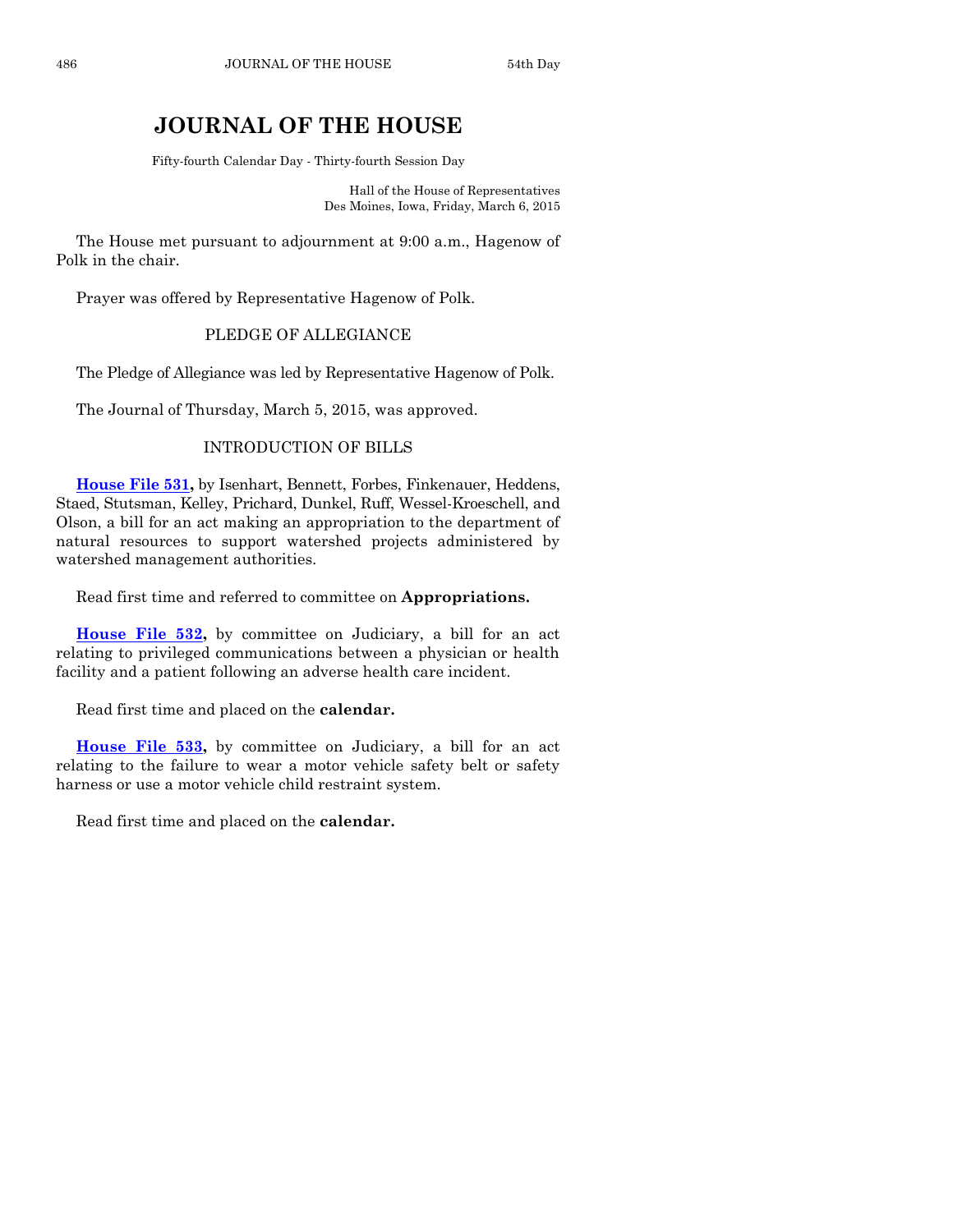# JOURNAL OF THE HOUSE

Fifty-fourth Calendar Day - Thirty-fourth Session Day

Hall of the House of Representatives
Des Moines, Iowa, Friday, March 6, 2015

The House met pursuant to adjournment at 9:00 a.m., Hagenow of Polk in the chair.

Prayer was offered by Representative Hagenow of Polk.

## PLEDGE OF ALLEGIANCE

The Pledge of Allegiance was led by Representative Hagenow of Polk.

The Journal of Thursday, March 5, 2015, was approved.

## INTRODUCTION OF BILLS

**House File 531,** by Isenhart, Bennett, Forbes, Finkenauer, Heddens, Staed, Stutsman, Kelley, Prichard, Dunkel, Ruff, Wessel-Kroeschell, and Olson, a bill for an act making an appropriation to the department of natural resources to support watershed projects administered by watershed management authorities.

Read first time and referred to committee on **Appropriations.**

**House File 532,** by committee on Judiciary, a bill for an act relating to privileged communications between a physician or health facility and a patient following an adverse health care incident.

Read first time and placed on the **calendar.**

**House File 533,** by committee on Judiciary, a bill for an act relating to the failure to wear a motor vehicle safety belt or safety harness or use a motor vehicle child restraint system.

Read first time and placed on the **calendar.**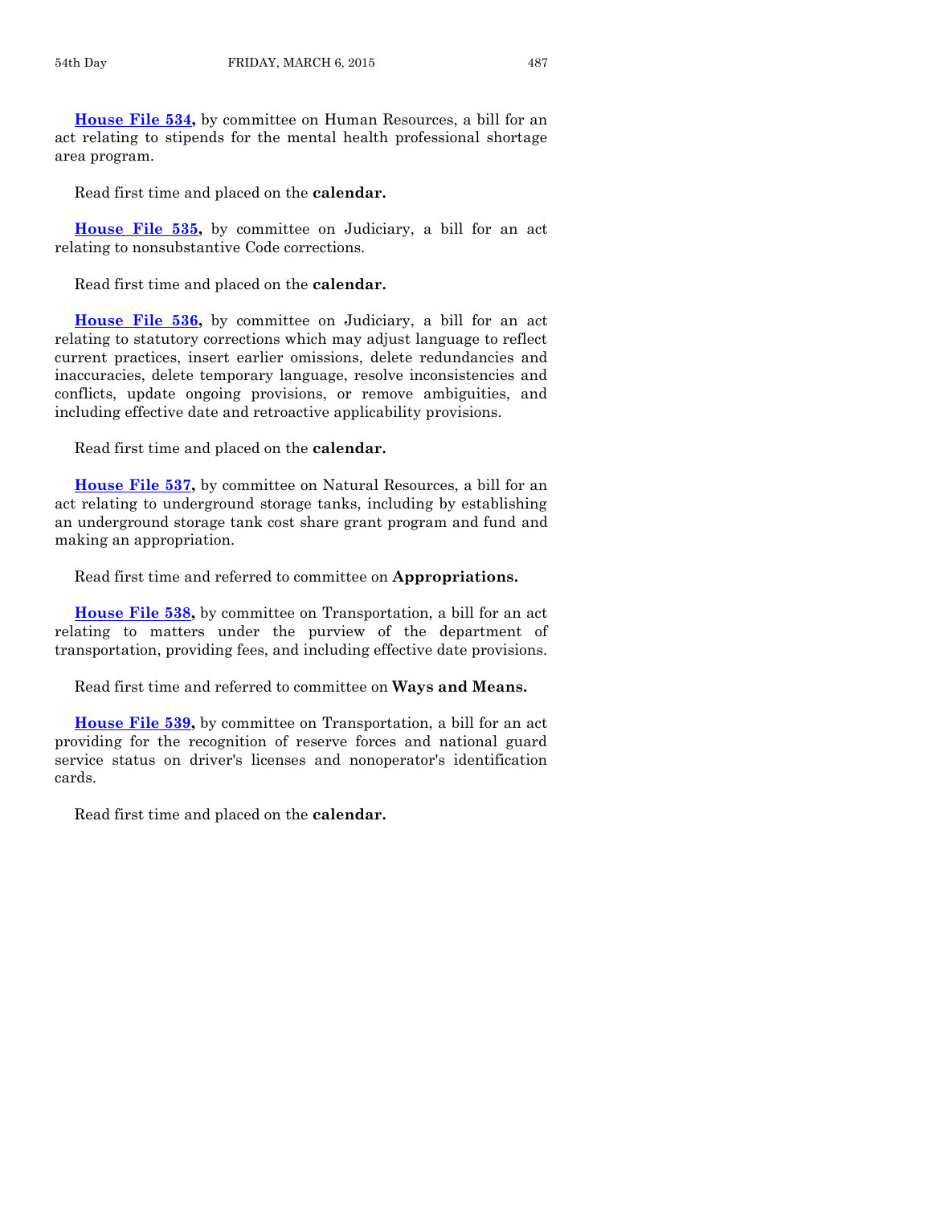**House File 534,** by committee on Human Resources, a bill for an act relating to stipends for the mental health professional shortage area program.

Read first time and placed on the **calendar.**

**House File 535,** by committee on Judiciary, a bill for an act relating to nonsubstantive Code corrections.

Read first time and placed on the **calendar.**

**House File 536,** by committee on Judiciary, a bill for an act relating to statutory corrections which may adjust language to reflect current practices, insert earlier omissions, delete redundancies and inaccuracies, delete temporary language, resolve inconsistencies and conflicts, update ongoing provisions, or remove ambiguities, and including effective date and retroactive applicability provisions.

Read first time and placed on the **calendar.**

**House File 537,** by committee on Natural Resources, a bill for an act relating to underground storage tanks, including by establishing an underground storage tank cost share grant program and fund and making an appropriation.

Read first time and referred to committee on **Appropriations.**

**House File 538,** by committee on Transportation, a bill for an act relating to matters under the purview of the department of transportation, providing fees, and including effective date provisions.

Read first time and referred to committee on **Ways and Means.**

**House File 539,** by committee on Transportation, a bill for an act providing for the recognition of reserve forces and national guard service status on driver's licenses and nonoperator's identification cards.

Read first time and placed on the **calendar.**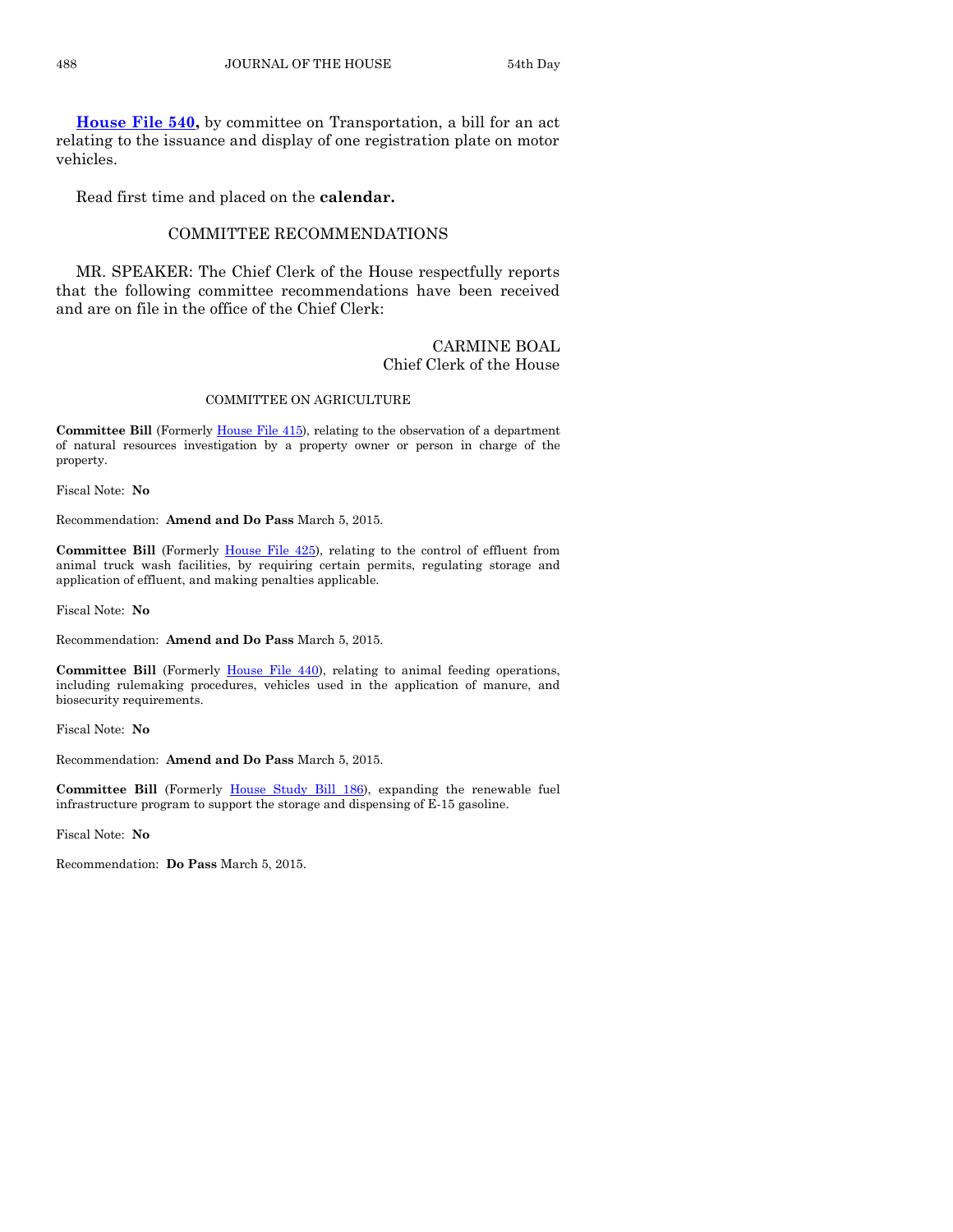**House File 540,** by committee on Transportation, a bill for an act relating to the issuance and display of one registration plate on motor vehicles.

Read first time and placed on the **calendar.**

## COMMITTEE RECOMMENDATIONS

MR. SPEAKER: The Chief Clerk of the House respectfully reports that the following committee recommendations have been received and are on file in the office of the Chief Clerk:

CARMINE BOAL
Chief Clerk of the House

### COMMITTEE ON AGRICULTURE

**Committee Bill** (Formerly House File 415), relating to the observation of a department of natural resources investigation by a property owner or person in charge of the property.

Fiscal Note: **No**

Recommendation: **Amend and Do Pass** March 5, 2015.

**Committee Bill** (Formerly House File 425), relating to the control of effluent from animal truck wash facilities, by requiring certain permits, regulating storage and application of effluent, and making penalties applicable.

Fiscal Note: **No**

Recommendation: **Amend and Do Pass** March 5, 2015.

**Committee Bill** (Formerly House File 440), relating to animal feeding operations, including rulemaking procedures, vehicles used in the application of manure, and biosecurity requirements.

Fiscal Note: **No**

Recommendation: **Amend and Do Pass** March 5, 2015.

**Committee Bill** (Formerly House Study Bill 186), expanding the renewable fuel infrastructure program to support the storage and dispensing of E-15 gasoline.

Fiscal Note: **No**

Recommendation: **Do Pass** March 5, 2015.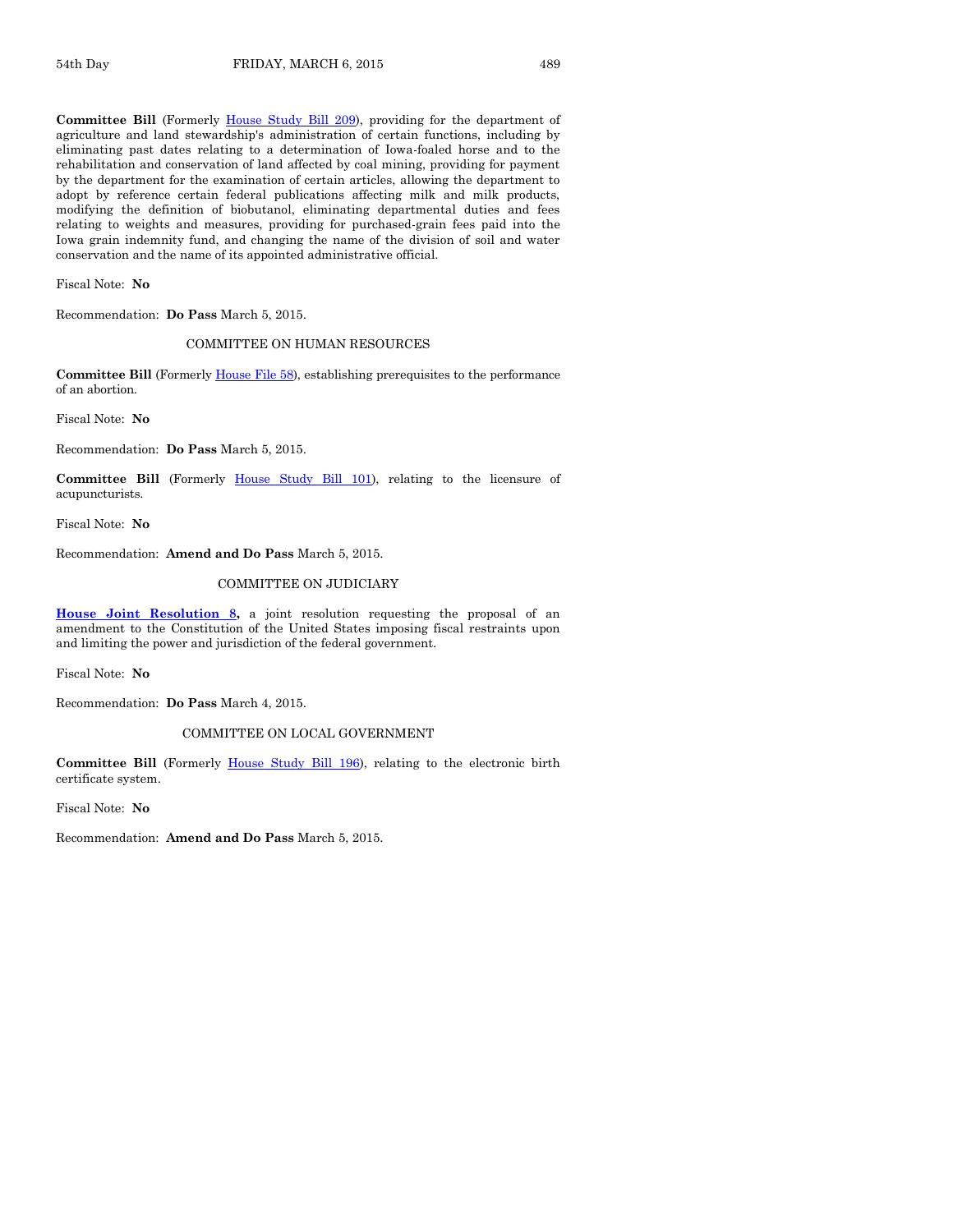**Committee Bill** (Formerly House Study Bill 209), providing for the department of agriculture and land stewardship's administration of certain functions, including by eliminating past dates relating to a determination of Iowa-foaled horse and to the rehabilitation and conservation of land affected by coal mining, providing for payment by the department for the examination of certain articles, allowing the department to adopt by reference certain federal publications affecting milk and milk products, modifying the definition of biobutanol, eliminating departmental duties and fees relating to weights and measures, providing for purchased-grain fees paid into the Iowa grain indemnity fund, and changing the name of the division of soil and water conservation and the name of its appointed administrative official.

Fiscal Note: **No**

Recommendation: **Do Pass** March 5, 2015.

COMMITTEE ON HUMAN RESOURCES

**Committee Bill** (Formerly House File 58), establishing prerequisites to the performance of an abortion.

Fiscal Note: **No**

Recommendation: **Do Pass** March 5, 2015.

**Committee Bill** (Formerly House Study Bill 101), relating to the licensure of acupuncturists.

Fiscal Note: **No**

Recommendation: **Amend and Do Pass** March 5, 2015.

COMMITTEE ON JUDICIARY

**House Joint Resolution 8,** a joint resolution requesting the proposal of an amendment to the Constitution of the United States imposing fiscal restraints upon and limiting the power and jurisdiction of the federal government.

Fiscal Note: **No**

Recommendation: **Do Pass** March 4, 2015.

COMMITTEE ON LOCAL GOVERNMENT

**Committee Bill** (Formerly House Study Bill 196), relating to the electronic birth certificate system.

Fiscal Note: **No**

Recommendation: **Amend and Do Pass** March 5, 2015.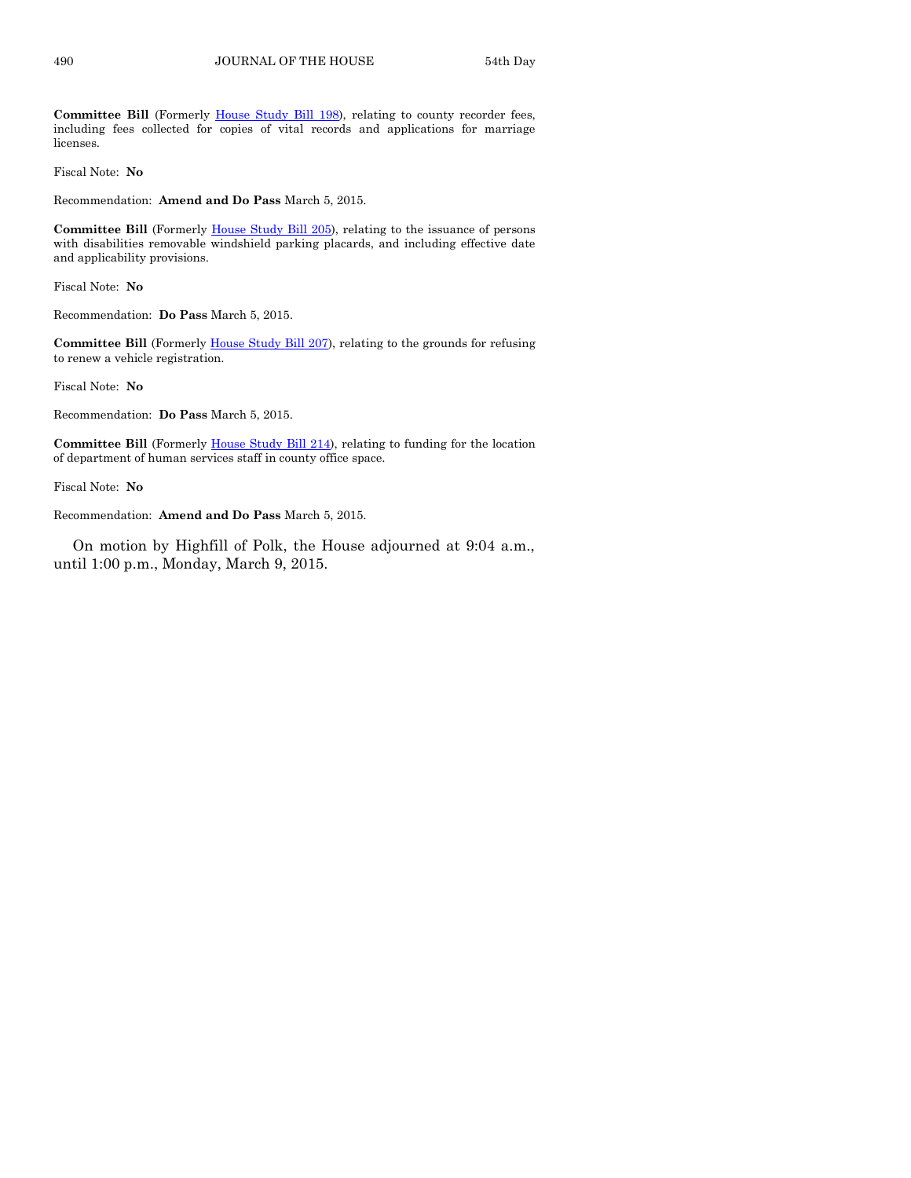**Committee Bill** (Formerly House Study Bill 198), relating to county recorder fees, including fees collected for copies of vital records and applications for marriage licenses.

Fiscal Note: **No**

Recommendation: **Amend and Do Pass** March 5, 2015.

**Committee Bill** (Formerly House Study Bill 205), relating to the issuance of persons with disabilities removable windshield parking placards, and including effective date and applicability provisions.

Fiscal Note: **No**

Recommendation: **Do Pass** March 5, 2015.

**Committee Bill** (Formerly House Study Bill 207), relating to the grounds for refusing to renew a vehicle registration.

Fiscal Note: **No**

Recommendation: **Do Pass** March 5, 2015.

**Committee Bill** (Formerly House Study Bill 214), relating to funding for the location of department of human services staff in county office space.

Fiscal Note: **No**

Recommendation: **Amend and Do Pass** March 5, 2015.

On motion by Highfill of Polk, the House adjourned at 9:04 a.m., until 1:00 p.m., Monday, March 9, 2015.